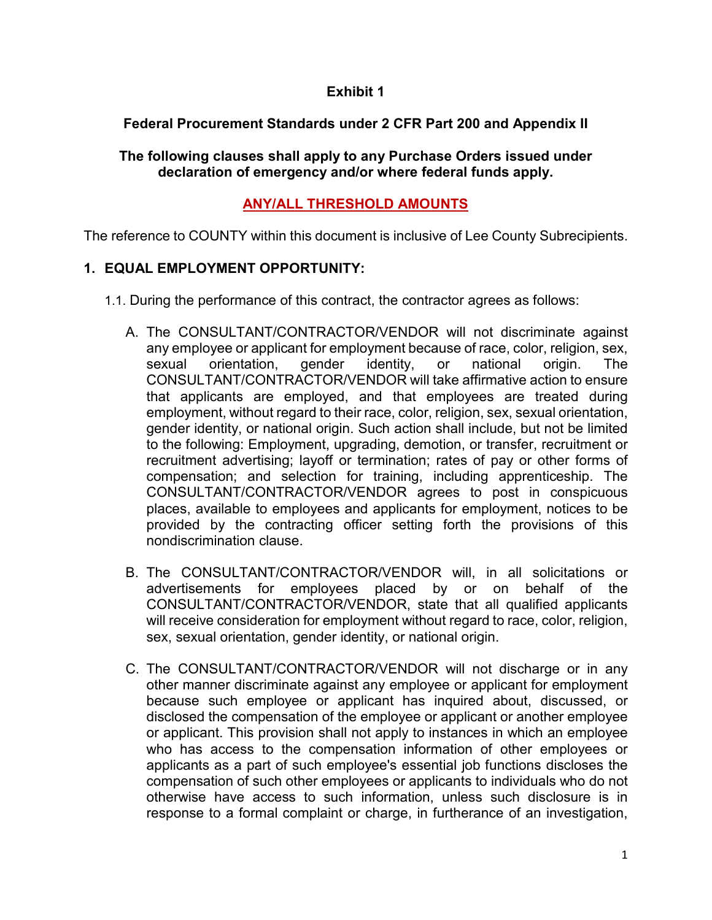# Exhibit 1

## Federal Procurement Standards under 2 CFR Part 200 and Appendix II

**The following clauses shall apply to any Purchase Orders issued under declaration of emergency and/or where federal funds apply.**

**ANY/ALL THRESHOLD AMOUNTS**

The reference to COUNTY within this document is inclusive of Lee County Subrecipients.

### 1. EQUAL EMPLOYMENT OPPORTUNITY:

1.1. During the performance of this contract, the contractor agrees as follows:

A. The CONSULTANT/CONTRACTOR/VENDOR will not discriminate against any employee or applicant for employment because of race, color, religion, sex, sexual orientation, gender identity, or national origin. The CONSULTANT/CONTRACTOR/VENDOR will take affirmative action to ensure that applicants are employed, and that employees are treated during employment, without regard to their race, color, religion, sex, sexual orientation, gender identity, or national origin. Such action shall include, but not be limited to the following: Employment, upgrading, demotion, or transfer, recruitment or recruitment advertising; layoff or termination; rates of pay or other forms of compensation; and selection for training, including apprenticeship. The CONSULTANT/CONTRACTOR/VENDOR agrees to post in conspicuous places, available to employees and applicants for employment, notices to be provided by the contracting officer setting forth the provisions of this nondiscrimination clause.

B. The CONSULTANT/CONTRACTOR/VENDOR will, in all solicitations or advertisements for employees placed by or on behalf of the CONSULTANT/CONTRACTOR/VENDOR, state that all qualified applicants will receive consideration for employment without regard to race, color, religion, sex, sexual orientation, gender identity, or national origin.

C. The CONSULTANT/CONTRACTOR/VENDOR will not discharge or in any other manner discriminate against any employee or applicant for employment because such employee or applicant has inquired about, discussed, or disclosed the compensation of the employee or applicant or another employee or applicant. This provision shall not apply to instances in which an employee who has access to the compensation information of other employees or applicants as a part of such employee's essential job functions discloses the compensation of such other employees or applicants to individuals who do not otherwise have access to such information, unless such disclosure is in response to a formal complaint or charge, in furtherance of an investigation,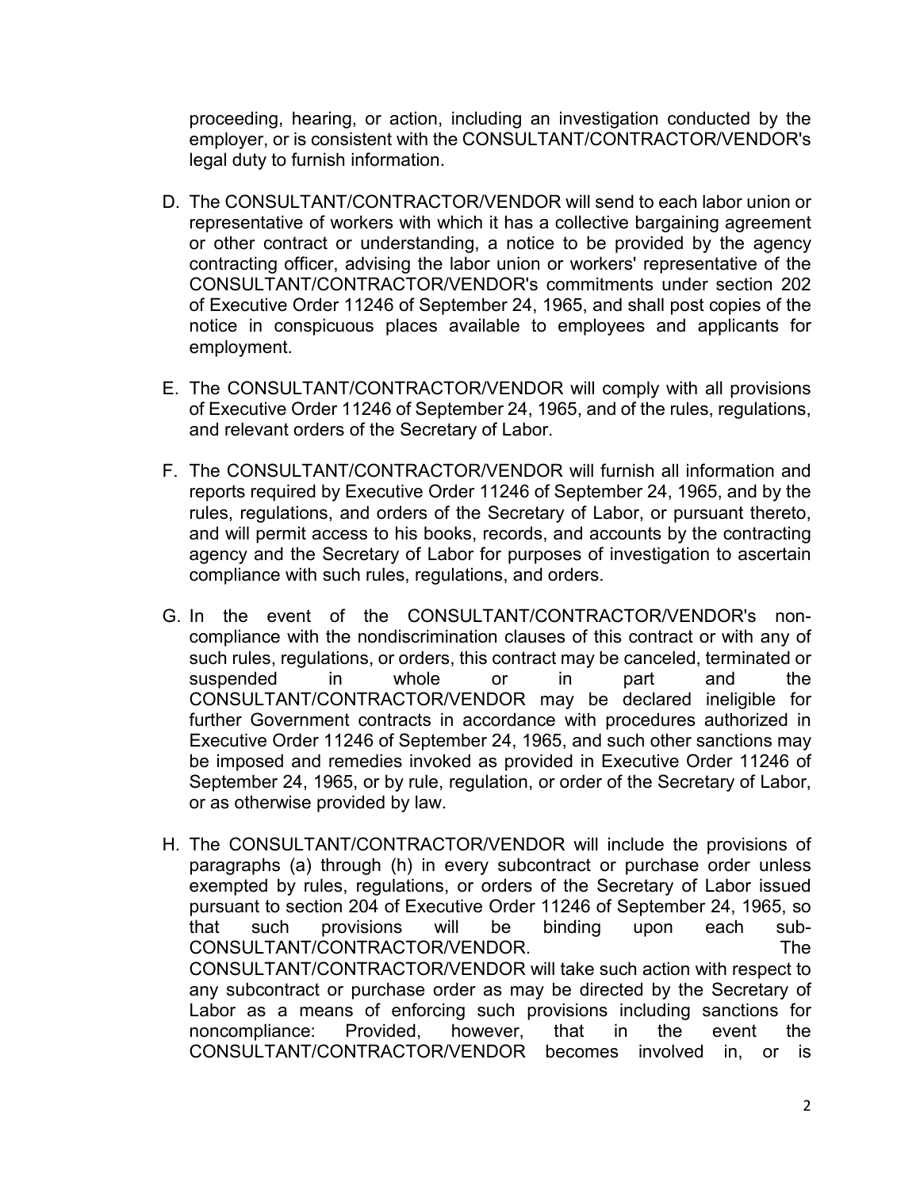proceeding, hearing, or action, including an investigation conducted by the employer, or is consistent with the CONSULTANT/CONTRACTOR/VENDOR's legal duty to furnish information.

D. The CONSULTANT/CONTRACTOR/VENDOR will send to each labor union or representative of workers with which it has a collective bargaining agreement or other contract or understanding, a notice to be provided by the agency contracting officer, advising the labor union or workers' representative of the CONSULTANT/CONTRACTOR/VENDOR's commitments under section 202 of Executive Order 11246 of September 24, 1965, and shall post copies of the notice in conspicuous places available to employees and applicants for employment.

E. The CONSULTANT/CONTRACTOR/VENDOR will comply with all provisions of Executive Order 11246 of September 24, 1965, and of the rules, regulations, and relevant orders of the Secretary of Labor.

F. The CONSULTANT/CONTRACTOR/VENDOR will furnish all information and reports required by Executive Order 11246 of September 24, 1965, and by the rules, regulations, and orders of the Secretary of Labor, or pursuant thereto, and will permit access to his books, records, and accounts by the contracting agency and the Secretary of Labor for purposes of investigation to ascertain compliance with such rules, regulations, and orders.

G. In the event of the CONSULTANT/CONTRACTOR/VENDOR's non-compliance with the nondiscrimination clauses of this contract or with any of such rules, regulations, or orders, this contract may be canceled, terminated or suspended in whole or in part and the CONSULTANT/CONTRACTOR/VENDOR may be declared ineligible for further Government contracts in accordance with procedures authorized in Executive Order 11246 of September 24, 1965, and such other sanctions may be imposed and remedies invoked as provided in Executive Order 11246 of September 24, 1965, or by rule, regulation, or order of the Secretary of Labor, or as otherwise provided by law.

H. The CONSULTANT/CONTRACTOR/VENDOR will include the provisions of paragraphs (a) through (h) in every subcontract or purchase order unless exempted by rules, regulations, or orders of the Secretary of Labor issued pursuant to section 204 of Executive Order 11246 of September 24, 1965, so that such provisions will be binding upon each sub-CONSULTANT/CONTRACTOR/VENDOR. The CONSULTANT/CONTRACTOR/VENDOR will take such action with respect to any subcontract or purchase order as may be directed by the Secretary of Labor as a means of enforcing such provisions including sanctions for noncompliance: Provided, however, that in the event the CONSULTANT/CONTRACTOR/VENDOR becomes involved in, or is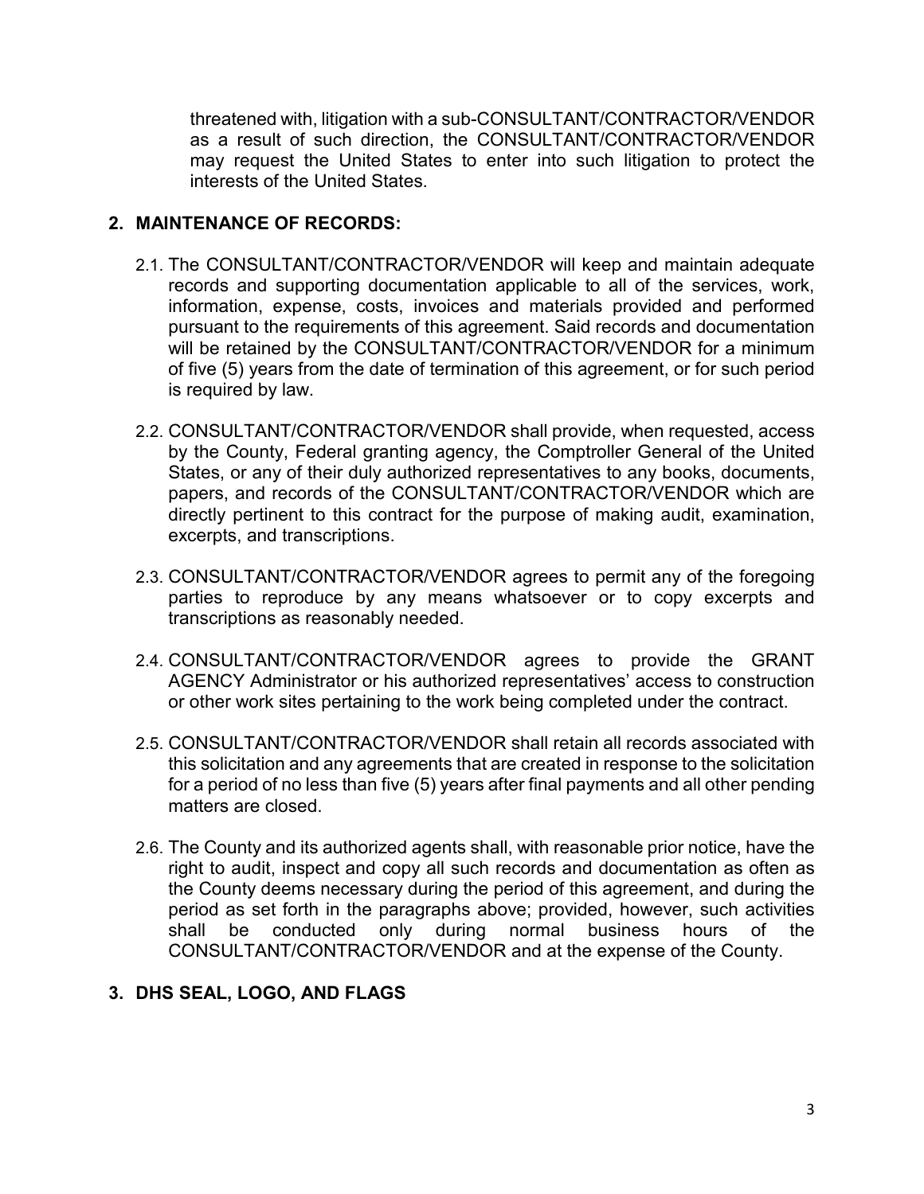threatened with, litigation with a sub-CONSULTANT/CONTRACTOR/VENDOR as a result of such direction, the CONSULTANT/CONTRACTOR/VENDOR may request the United States to enter into such litigation to protect the interests of the United States.

## 2. MAINTENANCE OF RECORDS:

2.1. The CONSULTANT/CONTRACTOR/VENDOR will keep and maintain adequate records and supporting documentation applicable to all of the services, work, information, expense, costs, invoices and materials provided and performed pursuant to the requirements of this agreement. Said records and documentation will be retained by the CONSULTANT/CONTRACTOR/VENDOR for a minimum of five (5) years from the date of termination of this agreement, or for such period is required by law.

2.2. CONSULTANT/CONTRACTOR/VENDOR shall provide, when requested, access by the County, Federal granting agency, the Comptroller General of the United States, or any of their duly authorized representatives to any books, documents, papers, and records of the CONSULTANT/CONTRACTOR/VENDOR which are directly pertinent to this contract for the purpose of making audit, examination, excerpts, and transcriptions.

2.3. CONSULTANT/CONTRACTOR/VENDOR agrees to permit any of the foregoing parties to reproduce by any means whatsoever or to copy excerpts and transcriptions as reasonably needed.

2.4. CONSULTANT/CONTRACTOR/VENDOR agrees to provide the GRANT AGENCY Administrator or his authorized representatives' access to construction or other work sites pertaining to the work being completed under the contract.

2.5. CONSULTANT/CONTRACTOR/VENDOR shall retain all records associated with this solicitation and any agreements that are created in response to the solicitation for a period of no less than five (5) years after final payments and all other pending matters are closed.

2.6. The County and its authorized agents shall, with reasonable prior notice, have the right to audit, inspect and copy all such records and documentation as often as the County deems necessary during the period of this agreement, and during the period as set forth in the paragraphs above; provided, however, such activities shall be conducted only during normal business hours of the CONSULTANT/CONTRACTOR/VENDOR and at the expense of the County.

## 3. DHS SEAL, LOGO, AND FLAGS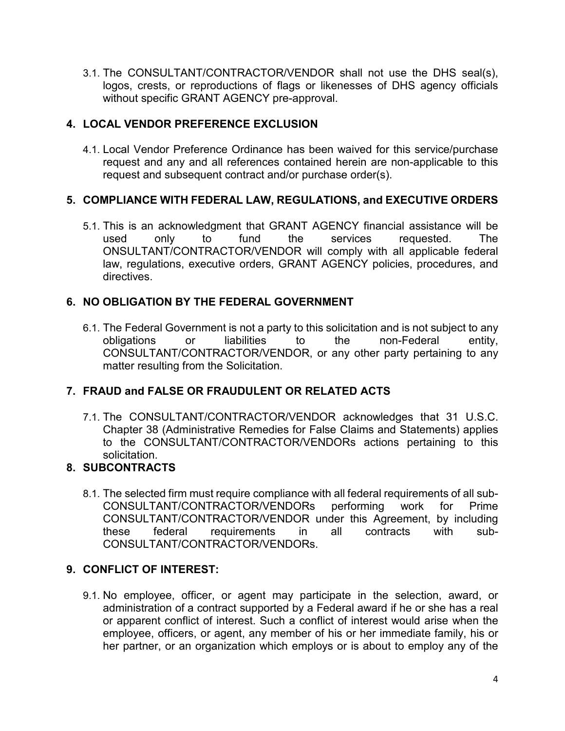3.1. The CONSULTANT/CONTRACTOR/VENDOR shall not use the DHS seal(s), logos, crests, or reproductions of flags or likenesses of DHS agency officials without specific GRANT AGENCY pre-approval.

## 4. LOCAL VENDOR PREFERENCE EXCLUSION

4.1. Local Vendor Preference Ordinance has been waived for this service/purchase request and any and all references contained herein are non-applicable to this request and subsequent contract and/or purchase order(s).

## 5. COMPLIANCE WITH FEDERAL LAW, REGULATIONS, and EXECUTIVE ORDERS

5.1. This is an acknowledgment that GRANT AGENCY financial assistance will be used only to fund the services requested. The ONSULTANT/CONTRACTOR/VENDOR will comply with all applicable federal law, regulations, executive orders, GRANT AGENCY policies, procedures, and directives.

## 6. NO OBLIGATION BY THE FEDERAL GOVERNMENT

6.1. The Federal Government is not a party to this solicitation and is not subject to any obligations or liabilities to the non-Federal entity, CONSULTANT/CONTRACTOR/VENDOR, or any other party pertaining to any matter resulting from the Solicitation.

## 7. FRAUD and FALSE OR FRAUDULENT OR RELATED ACTS

7.1. The CONSULTANT/CONTRACTOR/VENDOR acknowledges that 31 U.S.C. Chapter 38 (Administrative Remedies for False Claims and Statements) applies to the CONSULTANT/CONTRACTOR/VENDORs actions pertaining to this solicitation.

## 8. SUBCONTRACTS

8.1. The selected firm must require compliance with all federal requirements of all sub-CONSULTANT/CONTRACTOR/VENDORs performing work for Prime CONSULTANT/CONTRACTOR/VENDOR under this Agreement, by including these federal requirements in all contracts with sub-CONSULTANT/CONTRACTOR/VENDORs.

## 9. CONFLICT OF INTEREST:

9.1. No employee, officer, or agent may participate in the selection, award, or administration of a contract supported by a Federal award if he or she has a real or apparent conflict of interest. Such a conflict of interest would arise when the employee, officers, or agent, any member of his or her immediate family, his or her partner, or an organization which employs or is about to employ any of the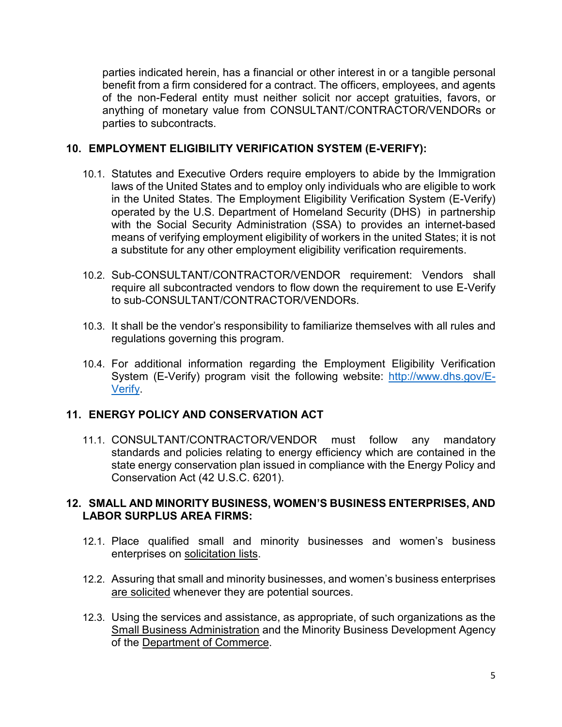parties indicated herein, has a financial or other interest in or a tangible personal benefit from a firm considered for a contract. The officers, employees, and agents of the non-Federal entity must neither solicit nor accept gratuities, favors, or anything of monetary value from CONSULTANT/CONTRACTOR/VENDORs or parties to subcontracts.

## 10. EMPLOYMENT ELIGIBILITY VERIFICATION SYSTEM (E-VERIFY):

10.1. Statutes and Executive Orders require employers to abide by the Immigration laws of the United States and to employ only individuals who are eligible to work in the United States. The Employment Eligibility Verification System (E-Verify) operated by the U.S. Department of Homeland Security (DHS) in partnership with the Social Security Administration (SSA) to provides an internet-based means of verifying employment eligibility of workers in the united States; it is not a substitute for any other employment eligibility verification requirements.

10.2. Sub-CONSULTANT/CONTRACTOR/VENDOR requirement: Vendors shall require all subcontracted vendors to flow down the requirement to use E-Verify to sub-CONSULTANT/CONTRACTOR/VENDORs.

10.3. It shall be the vendor's responsibility to familiarize themselves with all rules and regulations governing this program.

10.4. For additional information regarding the Employment Eligibility Verification System (E-Verify) program visit the following website: [http://www.dhs.gov/E-Verify](http://www.dhs.gov/E-Verify).

## 11. ENERGY POLICY AND CONSERVATION ACT

11.1. CONSULTANT/CONTRACTOR/VENDOR must follow any mandatory standards and policies relating to energy efficiency which are contained in the state energy conservation plan issued in compliance with the Energy Policy and Conservation Act (42 U.S.C. 6201).

## 12. SMALL AND MINORITY BUSINESS, WOMEN'S BUSINESS ENTERPRISES, AND LABOR SURPLUS AREA FIRMS:

12.1. Place qualified small and minority businesses and women's business enterprises on solicitation lists.

12.2. Assuring that small and minority businesses, and women's business enterprises are solicited whenever they are potential sources.

12.3. Using the services and assistance, as appropriate, of such organizations as the Small Business Administration and the Minority Business Development Agency of the Department of Commerce.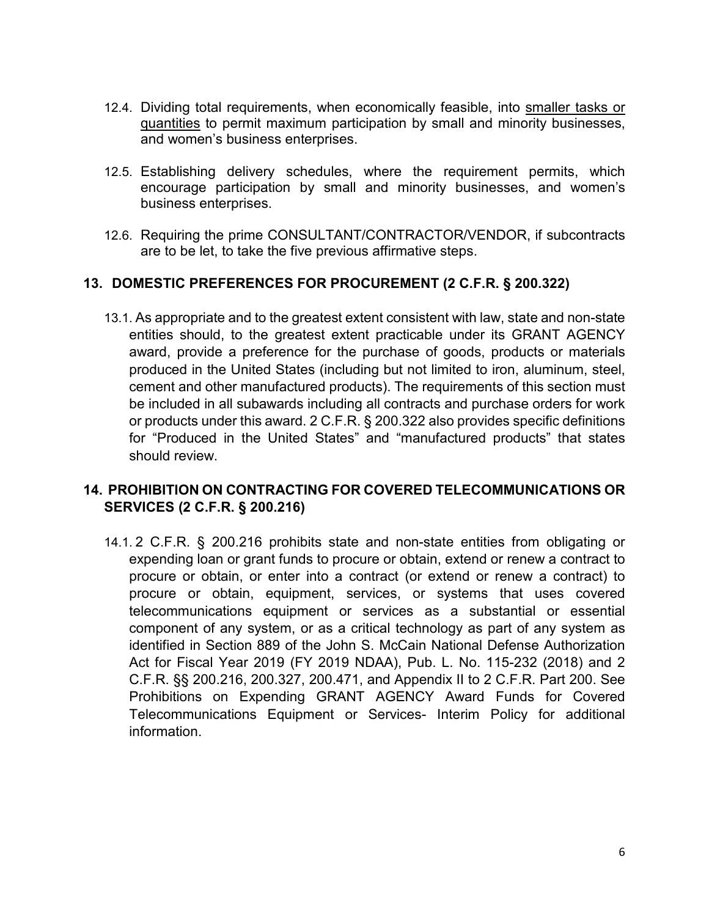12.4. Dividing total requirements, when economically feasible, into <u>smaller tasks or quantities</u> to permit maximum participation by small and minority businesses, and women's business enterprises.

12.5. Establishing delivery schedules, where the requirement permits, which encourage participation by small and minority businesses, and women's business enterprises.

12.6. Requiring the prime CONSULTANT/CONTRACTOR/VENDOR, if subcontracts are to be let, to take the five previous affirmative steps.

## 13. DOMESTIC PREFERENCES FOR PROCUREMENT (2 C.F.R. § 200.322)

13.1. As appropriate and to the greatest extent consistent with law, state and non-state entities should, to the greatest extent practicable under its GRANT AGENCY award, provide a preference for the purchase of goods, products or materials produced in the United States (including but not limited to iron, aluminum, steel, cement and other manufactured products). The requirements of this section must be included in all subawards including all contracts and purchase orders for work or products under this award. 2 C.F.R. § 200.322 also provides specific definitions for "Produced in the United States" and "manufactured products" that states should review.

## 14. PROHIBITION ON CONTRACTING FOR COVERED TELECOMMUNICATIONS OR SERVICES (2 C.F.R. § 200.216)

14.1. 2 C.F.R. § 200.216 prohibits state and non-state entities from obligating or expending loan or grant funds to procure or obtain, extend or renew a contract to procure or obtain, or enter into a contract (or extend or renew a contract) to procure or obtain, equipment, services, or systems that uses covered telecommunications equipment or services as a substantial or essential component of any system, or as a critical technology as part of any system as identified in Section 889 of the John S. McCain National Defense Authorization Act for Fiscal Year 2019 (FY 2019 NDAA), Pub. L. No. 115-232 (2018) and 2 C.F.R. §§ 200.216, 200.327, 200.471, and Appendix II to 2 C.F.R. Part 200. See Prohibitions on Expending GRANT AGENCY Award Funds for Covered Telecommunications Equipment or Services- Interim Policy for additional information.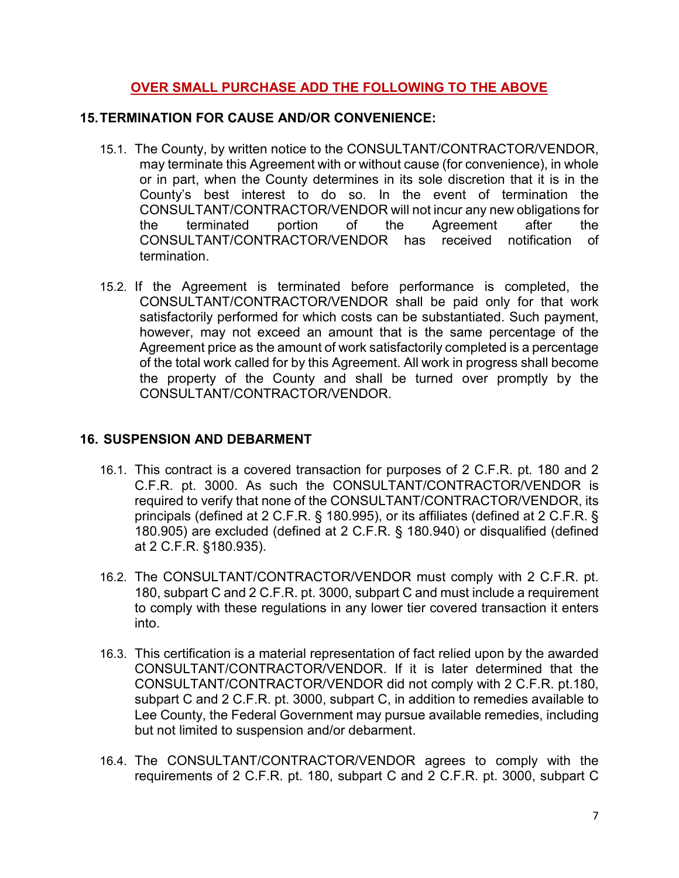**OVER SMALL PURCHASE ADD THE FOLLOWING TO THE ABOVE**

## 15. TERMINATION FOR CAUSE AND/OR CONVENIENCE:

15.1. The County, by written notice to the CONSULTANT/CONTRACTOR/VENDOR, may terminate this Agreement with or without cause (for convenience), in whole or in part, when the County determines in its sole discretion that it is in the County's best interest to do so. In the event of termination the CONSULTANT/CONTRACTOR/VENDOR will not incur any new obligations for the terminated portion of the Agreement after the CONSULTANT/CONTRACTOR/VENDOR has received notification of termination.

15.2. If the Agreement is terminated before performance is completed, the CONSULTANT/CONTRACTOR/VENDOR shall be paid only for that work satisfactorily performed for which costs can be substantiated. Such payment, however, may not exceed an amount that is the same percentage of the Agreement price as the amount of work satisfactorily completed is a percentage of the total work called for by this Agreement. All work in progress shall become the property of the County and shall be turned over promptly by the CONSULTANT/CONTRACTOR/VENDOR.

## 16. SUSPENSION AND DEBARMENT

16.1. This contract is a covered transaction for purposes of 2 C.F.R. pt. 180 and 2 C.F.R. pt. 3000. As such the CONSULTANT/CONTRACTOR/VENDOR is required to verify that none of the CONSULTANT/CONTRACTOR/VENDOR, its principals (defined at 2 C.F.R. § 180.995), or its affiliates (defined at 2 C.F.R. § 180.905) are excluded (defined at 2 C.F.R. § 180.940) or disqualified (defined at 2 C.F.R. §180.935).

16.2. The CONSULTANT/CONTRACTOR/VENDOR must comply with 2 C.F.R. pt. 180, subpart C and 2 C.F.R. pt. 3000, subpart C and must include a requirement to comply with these regulations in any lower tier covered transaction it enters into.

16.3. This certification is a material representation of fact relied upon by the awarded CONSULTANT/CONTRACTOR/VENDOR. If it is later determined that the CONSULTANT/CONTRACTOR/VENDOR did not comply with 2 C.F.R. pt.180, subpart C and 2 C.F.R. pt. 3000, subpart C, in addition to remedies available to Lee County, the Federal Government may pursue available remedies, including but not limited to suspension and/or debarment.

16.4. The CONSULTANT/CONTRACTOR/VENDOR agrees to comply with the requirements of 2 C.F.R. pt. 180, subpart C and 2 C.F.R. pt. 3000, subpart C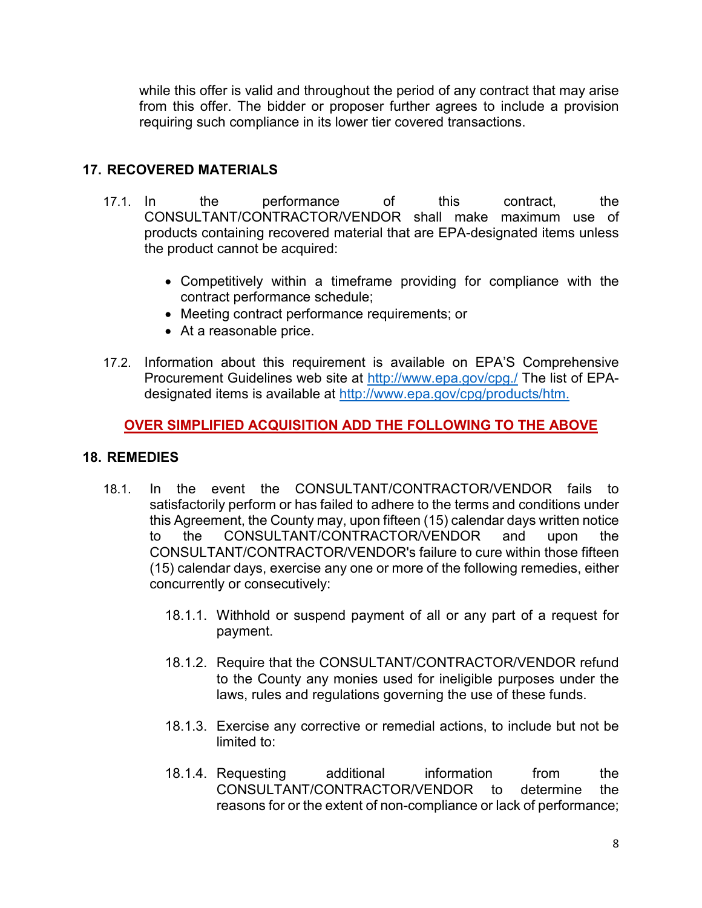while this offer is valid and throughout the period of any contract that may arise from this offer. The bidder or proposer further agrees to include a provision requiring such compliance in its lower tier covered transactions.

## 17. RECOVERED MATERIALS

17.1. In the performance of this contract, the CONSULTANT/CONTRACTOR/VENDOR shall make maximum use of products containing recovered material that are EPA-designated items unless the product cannot be acquired:

- Competitively within a timeframe providing for compliance with the contract performance schedule;
- Meeting contract performance requirements; or
- At a reasonable price.

17.2. Information about this requirement is available on EPA'S Comprehensive Procurement Guidelines web site at http://www.epa.gov/cpg./ The list of EPA-designated items is available at http://www.epa.gov/cpg/products/htm.

**OVER SIMPLIFIED ACQUISITION ADD THE FOLLOWING TO THE ABOVE**

## 18. REMEDIES

18.1. In the event the CONSULTANT/CONTRACTOR/VENDOR fails to satisfactorily perform or has failed to adhere to the terms and conditions under this Agreement, the County may, upon fifteen (15) calendar days written notice to the CONSULTANT/CONTRACTOR/VENDOR and upon the CONSULTANT/CONTRACTOR/VENDOR's failure to cure within those fifteen (15) calendar days, exercise any one or more of the following remedies, either concurrently or consecutively:

18.1.1. Withhold or suspend payment of all or any part of a request for payment.

18.1.2. Require that the CONSULTANT/CONTRACTOR/VENDOR refund to the County any monies used for ineligible purposes under the laws, rules and regulations governing the use of these funds.

18.1.3. Exercise any corrective or remedial actions, to include but not be limited to:

18.1.4. Requesting additional information from the CONSULTANT/CONTRACTOR/VENDOR to determine the reasons for or the extent of non-compliance or lack of performance;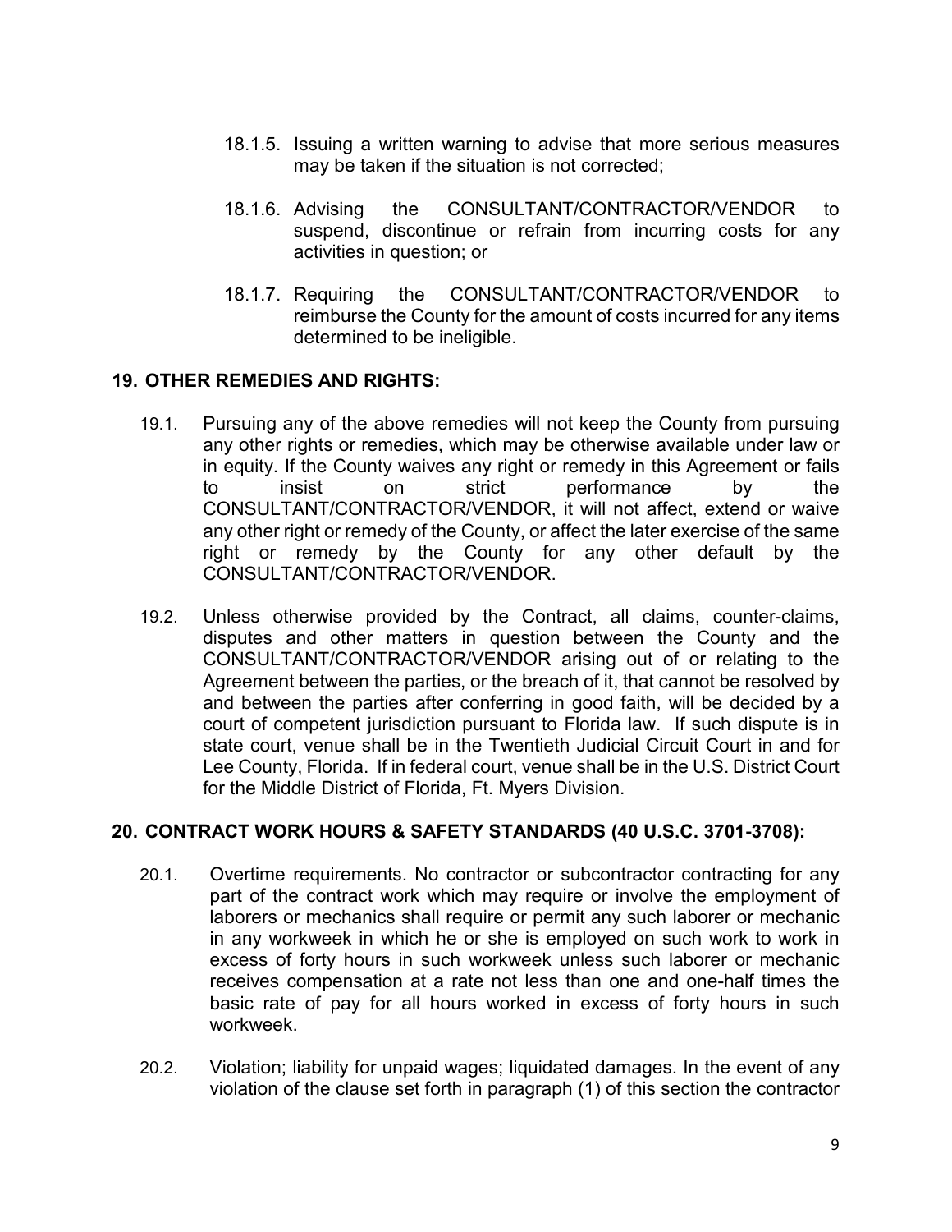18.1.5. Issuing a written warning to advise that more serious measures may be taken if the situation is not corrected;

18.1.6. Advising the CONSULTANT/CONTRACTOR/VENDOR to suspend, discontinue or refrain from incurring costs for any activities in question; or

18.1.7. Requiring the CONSULTANT/CONTRACTOR/VENDOR to reimburse the County for the amount of costs incurred for any items determined to be ineligible.

## 19. OTHER REMEDIES AND RIGHTS:

19.1. Pursuing any of the above remedies will not keep the County from pursuing any other rights or remedies, which may be otherwise available under law or in equity. If the County waives any right or remedy in this Agreement or fails to insist on strict performance by the CONSULTANT/CONTRACTOR/VENDOR, it will not affect, extend or waive any other right or remedy of the County, or affect the later exercise of the same right or remedy by the County for any other default by the CONSULTANT/CONTRACTOR/VENDOR.

19.2. Unless otherwise provided by the Contract, all claims, counter-claims, disputes and other matters in question between the County and the CONSULTANT/CONTRACTOR/VENDOR arising out of or relating to the Agreement between the parties, or the breach of it, that cannot be resolved by and between the parties after conferring in good faith, will be decided by a court of competent jurisdiction pursuant to Florida law. If such dispute is in state court, venue shall be in the Twentieth Judicial Circuit Court in and for Lee County, Florida. If in federal court, venue shall be in the U.S. District Court for the Middle District of Florida, Ft. Myers Division.

## 20. CONTRACT WORK HOURS & SAFETY STANDARDS (40 U.S.C. 3701-3708):

20.1. Overtime requirements. No contractor or subcontractor contracting for any part of the contract work which may require or involve the employment of laborers or mechanics shall require or permit any such laborer or mechanic in any workweek in which he or she is employed on such work to work in excess of forty hours in such workweek unless such laborer or mechanic receives compensation at a rate not less than one and one-half times the basic rate of pay for all hours worked in excess of forty hours in such workweek.

20.2. Violation; liability for unpaid wages; liquidated damages. In the event of any violation of the clause set forth in paragraph (1) of this section the contractor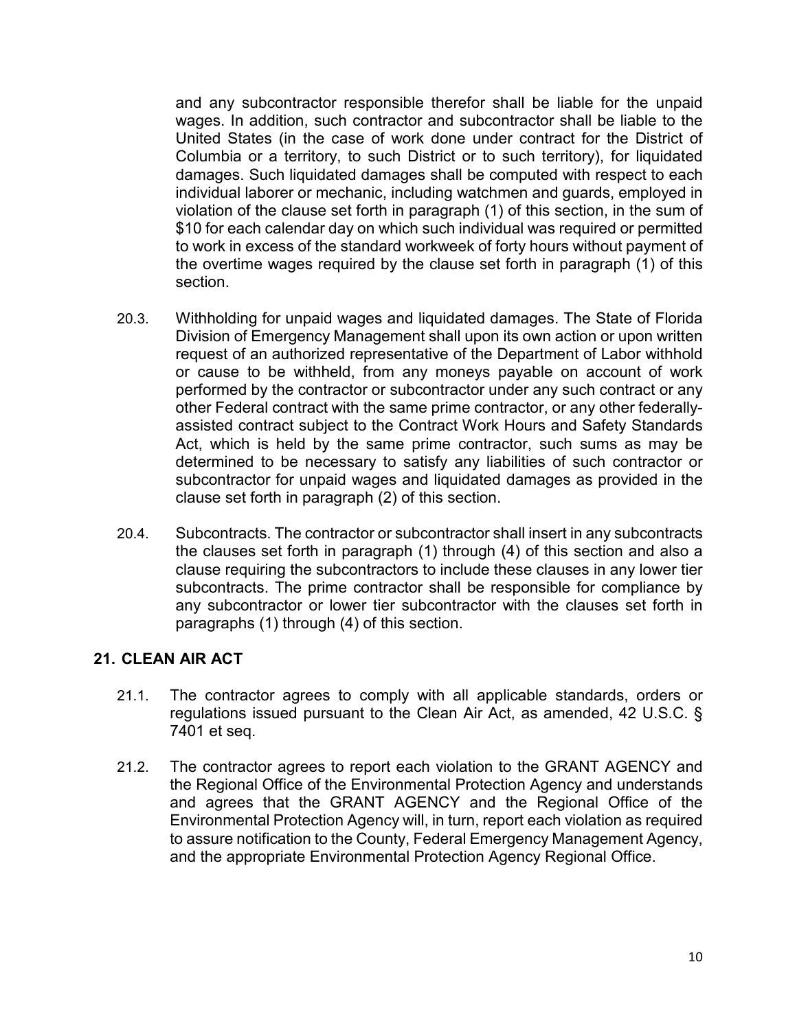and any subcontractor responsible therefor shall be liable for the unpaid wages. In addition, such contractor and subcontractor shall be liable to the United States (in the case of work done under contract for the District of Columbia or a territory, to such District or to such territory), for liquidated damages. Such liquidated damages shall be computed with respect to each individual laborer or mechanic, including watchmen and guards, employed in violation of the clause set forth in paragraph (1) of this section, in the sum of $10 for each calendar day on which such individual was required or permitted to work in excess of the standard workweek of forty hours without payment of the overtime wages required by the clause set forth in paragraph (1) of this section.

20.3. Withholding for unpaid wages and liquidated damages. The State of Florida Division of Emergency Management shall upon its own action or upon written request of an authorized representative of the Department of Labor withhold or cause to be withheld, from any moneys payable on account of work performed by the contractor or subcontractor under any such contract or any other Federal contract with the same prime contractor, or any other federally-assisted contract subject to the Contract Work Hours and Safety Standards Act, which is held by the same prime contractor, such sums as may be determined to be necessary to satisfy any liabilities of such contractor or subcontractor for unpaid wages and liquidated damages as provided in the clause set forth in paragraph (2) of this section.

20.4. Subcontracts. The contractor or subcontractor shall insert in any subcontracts the clauses set forth in paragraph (1) through (4) of this section and also a clause requiring the subcontractors to include these clauses in any lower tier subcontracts. The prime contractor shall be responsible for compliance by any subcontractor or lower tier subcontractor with the clauses set forth in paragraphs (1) through (4) of this section.

## 21. CLEAN AIR ACT

21.1. The contractor agrees to comply with all applicable standards, orders or regulations issued pursuant to the Clean Air Act, as amended, 42 U.S.C. § 7401 et seq.

21.2. The contractor agrees to report each violation to the GRANT AGENCY and the Regional Office of the Environmental Protection Agency and understands and agrees that the GRANT AGENCY and the Regional Office of the Environmental Protection Agency will, in turn, report each violation as required to assure notification to the County, Federal Emergency Management Agency, and the appropriate Environmental Protection Agency Regional Office.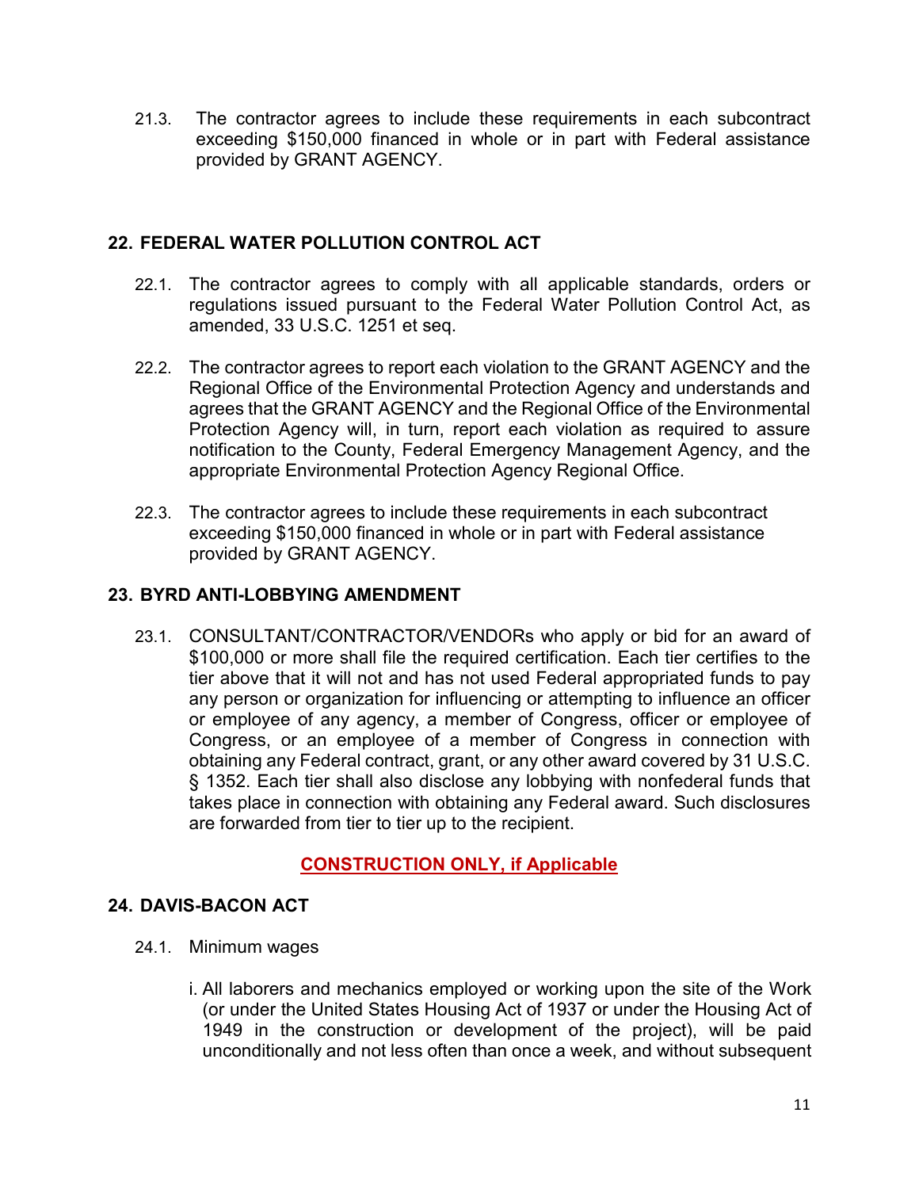21.3. The contractor agrees to include these requirements in each subcontract exceeding $150,000 financed in whole or in part with Federal assistance provided by GRANT AGENCY.

## 22. FEDERAL WATER POLLUTION CONTROL ACT

22.1. The contractor agrees to comply with all applicable standards, orders or regulations issued pursuant to the Federal Water Pollution Control Act, as amended, 33 U.S.C. 1251 et seq.

22.2. The contractor agrees to report each violation to the GRANT AGENCY and the Regional Office of the Environmental Protection Agency and understands and agrees that the GRANT AGENCY and the Regional Office of the Environmental Protection Agency will, in turn, report each violation as required to assure notification to the County, Federal Emergency Management Agency, and the appropriate Environmental Protection Agency Regional Office.

22.3. The contractor agrees to include these requirements in each subcontract exceeding $150,000 financed in whole or in part with Federal assistance provided by GRANT AGENCY.

## 23. BYRD ANTI-LOBBYING AMENDMENT

23.1. CONSULTANT/CONTRACTOR/VENDORs who apply or bid for an award of $100,000 or more shall file the required certification. Each tier certifies to the tier above that it will not and has not used Federal appropriated funds to pay any person or organization for influencing or attempting to influence an officer or employee of any agency, a member of Congress, officer or employee of Congress, or an employee of a member of Congress in connection with obtaining any Federal contract, grant, or any other award covered by 31 U.S.C. § 1352. Each tier shall also disclose any lobbying with nonfederal funds that takes place in connection with obtaining any Federal award. Such disclosures are forwarded from tier to tier up to the recipient.

**CONSTRUCTION ONLY, if Applicable**

## 24. DAVIS-BACON ACT

24.1. Minimum wages

i. All laborers and mechanics employed or working upon the site of the Work (or under the United States Housing Act of 1937 or under the Housing Act of 1949 in the construction or development of the project), will be paid unconditionally and not less often than once a week, and without subsequent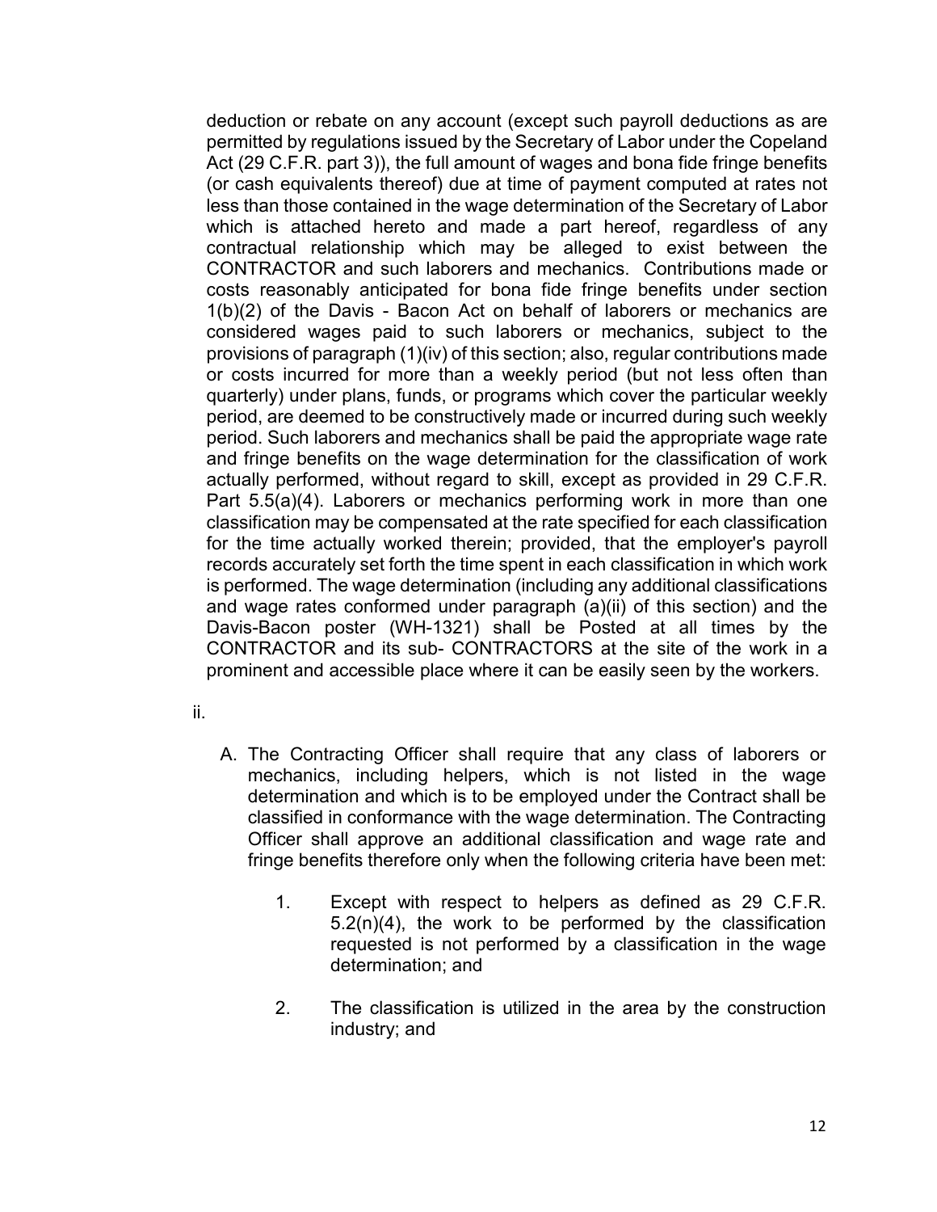deduction or rebate on any account (except such payroll deductions as are permitted by regulations issued by the Secretary of Labor under the Copeland Act (29 C.F.R. part 3)), the full amount of wages and bona fide fringe benefits (or cash equivalents thereof) due at time of payment computed at rates not less than those contained in the wage determination of the Secretary of Labor which is attached hereto and made a part hereof, regardless of any contractual relationship which may be alleged to exist between the CONTRACTOR and such laborers and mechanics. Contributions made or costs reasonably anticipated for bona fide fringe benefits under section 1(b)(2) of the Davis - Bacon Act on behalf of laborers or mechanics are considered wages paid to such laborers or mechanics, subject to the provisions of paragraph (1)(iv) of this section; also, regular contributions made or costs incurred for more than a weekly period (but not less often than quarterly) under plans, funds, or programs which cover the particular weekly period, are deemed to be constructively made or incurred during such weekly period. Such laborers and mechanics shall be paid the appropriate wage rate and fringe benefits on the wage determination for the classification of work actually performed, without regard to skill, except as provided in 29 C.F.R. Part 5.5(a)(4). Laborers or mechanics performing work in more than one classification may be compensated at the rate specified for each classification for the time actually worked therein; provided, that the employer's payroll records accurately set forth the time spent in each classification in which work is performed. The wage determination (including any additional classifications and wage rates conformed under paragraph (a)(ii) of this section) and the Davis-Bacon poster (WH-1321) shall be Posted at all times by the CONTRACTOR and its sub- CONTRACTORS at the site of the work in a prominent and accessible place where it can be easily seen by the workers.

ii.

A. The Contracting Officer shall require that any class of laborers or mechanics, including helpers, which is not listed in the wage determination and which is to be employed under the Contract shall be classified in conformance with the wage determination. The Contracting Officer shall approve an additional classification and wage rate and fringe benefits therefore only when the following criteria have been met:

   1. Except with respect to helpers as defined as 29 C.F.R. 5.2(n)(4), the work to be performed by the classification requested is not performed by a classification in the wage determination; and

   2. The classification is utilized in the area by the construction industry; and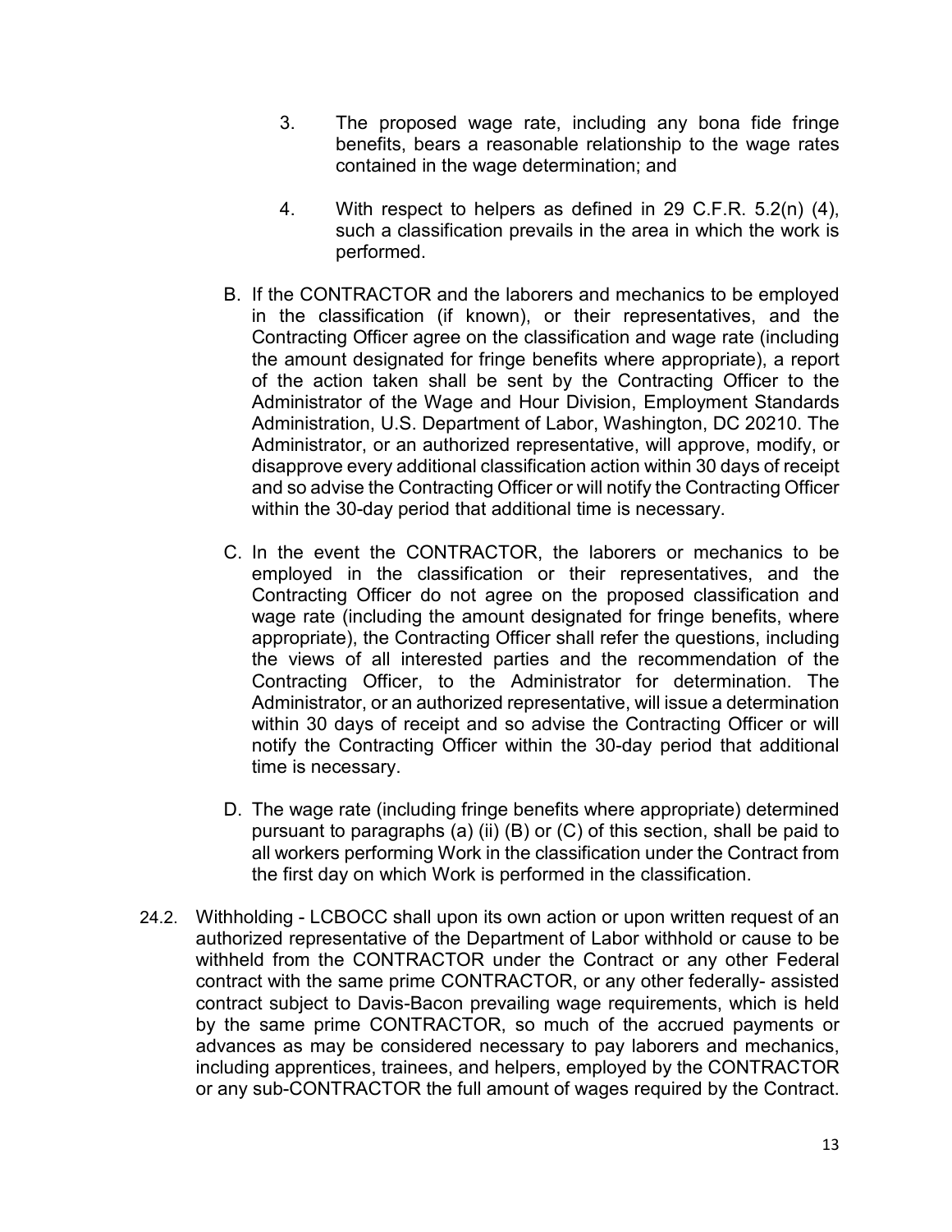3. The proposed wage rate, including any bona fide fringe benefits, bears a reasonable relationship to the wage rates contained in the wage determination; and

4. With respect to helpers as defined in 29 C.F.R. 5.2(n) (4), such a classification prevails in the area in which the work is performed.

B. If the CONTRACTOR and the laborers and mechanics to be employed in the classification (if known), or their representatives, and the Contracting Officer agree on the classification and wage rate (including the amount designated for fringe benefits where appropriate), a report of the action taken shall be sent by the Contracting Officer to the Administrator of the Wage and Hour Division, Employment Standards Administration, U.S. Department of Labor, Washington, DC 20210. The Administrator, or an authorized representative, will approve, modify, or disapprove every additional classification action within 30 days of receipt and so advise the Contracting Officer or will notify the Contracting Officer within the 30-day period that additional time is necessary.

C. In the event the CONTRACTOR, the laborers or mechanics to be employed in the classification or their representatives, and the Contracting Officer do not agree on the proposed classification and wage rate (including the amount designated for fringe benefits, where appropriate), the Contracting Officer shall refer the questions, including the views of all interested parties and the recommendation of the Contracting Officer, to the Administrator for determination. The Administrator, or an authorized representative, will issue a determination within 30 days of receipt and so advise the Contracting Officer or will notify the Contracting Officer within the 30-day period that additional time is necessary.

D. The wage rate (including fringe benefits where appropriate) determined pursuant to paragraphs (a) (ii) (B) or (C) of this section, shall be paid to all workers performing Work in the classification under the Contract from the first day on which Work is performed in the classification.

24.2. Withholding - LCBOCC shall upon its own action or upon written request of an authorized representative of the Department of Labor withhold or cause to be withheld from the CONTRACTOR under the Contract or any other Federal contract with the same prime CONTRACTOR, or any other federally- assisted contract subject to Davis-Bacon prevailing wage requirements, which is held by the same prime CONTRACTOR, so much of the accrued payments or advances as may be considered necessary to pay laborers and mechanics, including apprentices, trainees, and helpers, employed by the CONTRACTOR or any sub-CONTRACTOR the full amount of wages required by the Contract.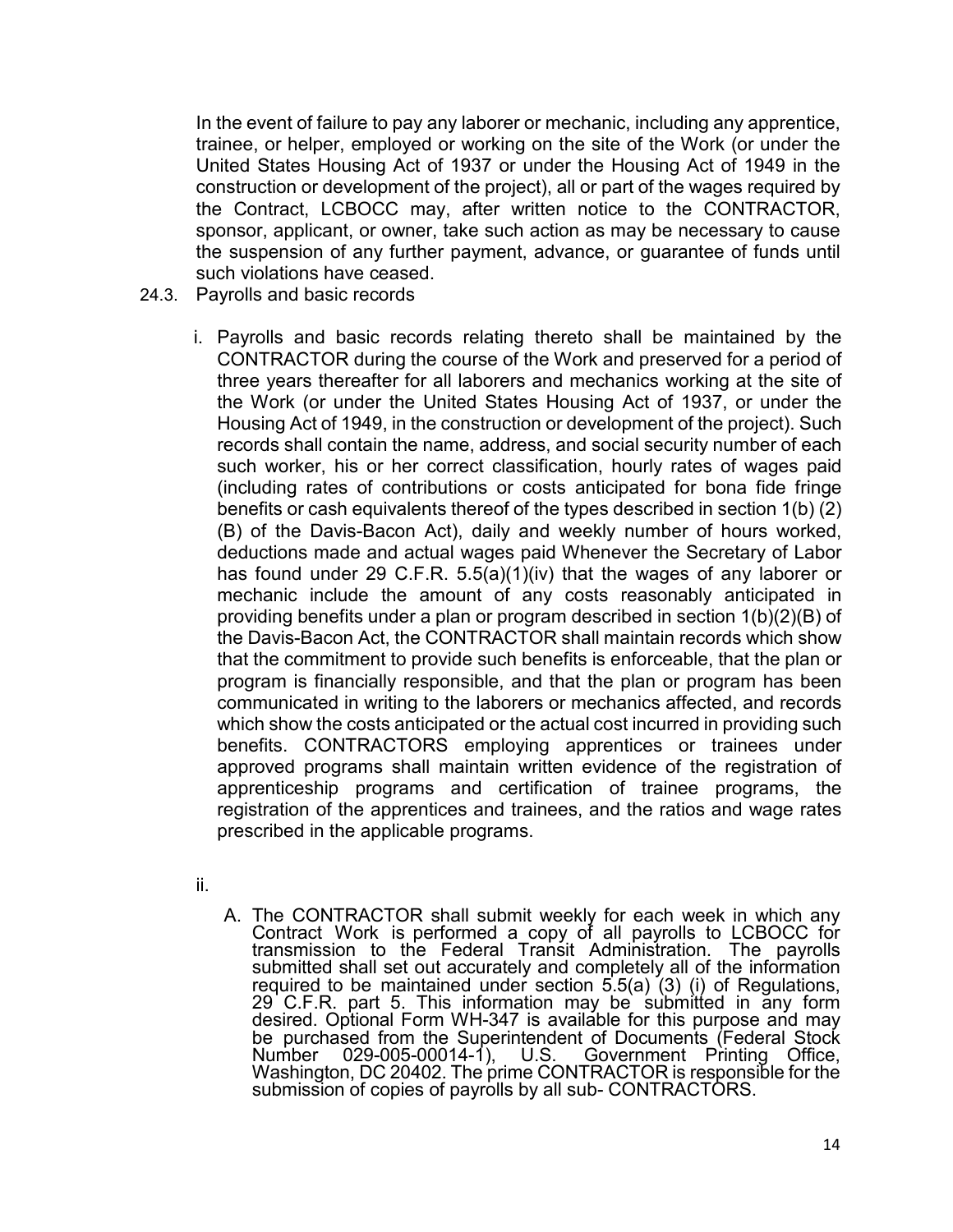In the event of failure to pay any laborer or mechanic, including any apprentice, trainee, or helper, employed or working on the site of the Work (or under the United States Housing Act of 1937 or under the Housing Act of 1949 in the construction or development of the project), all or part of the wages required by the Contract, LCBOCC may, after written notice to the CONTRACTOR, sponsor, applicant, or owner, take such action as may be necessary to cause the suspension of any further payment, advance, or guarantee of funds until such violations have ceased.

24.3. Payrolls and basic records

i. Payrolls and basic records relating thereto shall be maintained by the CONTRACTOR during the course of the Work and preserved for a period of three years thereafter for all laborers and mechanics working at the site of the Work (or under the United States Housing Act of 1937, or under the Housing Act of 1949, in the construction or development of the project). Such records shall contain the name, address, and social security number of each such worker, his or her correct classification, hourly rates of wages paid (including rates of contributions or costs anticipated for bona fide fringe benefits or cash equivalents thereof of the types described in section 1(b) (2) (B) of the Davis-Bacon Act), daily and weekly number of hours worked, deductions made and actual wages paid Whenever the Secretary of Labor has found under 29 C.F.R. 5.5(a)(1)(iv) that the wages of any laborer or mechanic include the amount of any costs reasonably anticipated in providing benefits under a plan or program described in section 1(b)(2)(B) of the Davis-Bacon Act, the CONTRACTOR shall maintain records which show that the commitment to provide such benefits is enforceable, that the plan or program is financially responsible, and that the plan or program has been communicated in writing to the laborers or mechanics affected, and records which show the costs anticipated or the actual cost incurred in providing such benefits. CONTRACTORS employing apprentices or trainees under approved programs shall maintain written evidence of the registration of apprenticeship programs and certification of trainee programs, the registration of the apprentices and trainees, and the ratios and wage rates prescribed in the applicable programs.

ii.

A. The CONTRACTOR shall submit weekly for each week in which any Contract Work is performed a copy of all payrolls to LCBOCC for transmission to the Federal Transit Administration. The payrolls submitted shall set out accurately and completely all of the information required to be maintained under section 5.5(a) (3) (i) of Regulations, 29 C.F.R. part 5. This information may be submitted in any form desired. Optional Form WH-347 is available for this purpose and may be purchased from the Superintendent of Documents (Federal Stock Number 029-005-00014-1), U.S. Government Printing Office, Washington, DC 20402. The prime CONTRACTOR is responsible for the submission of copies of payrolls by all sub- CONTRACTORS.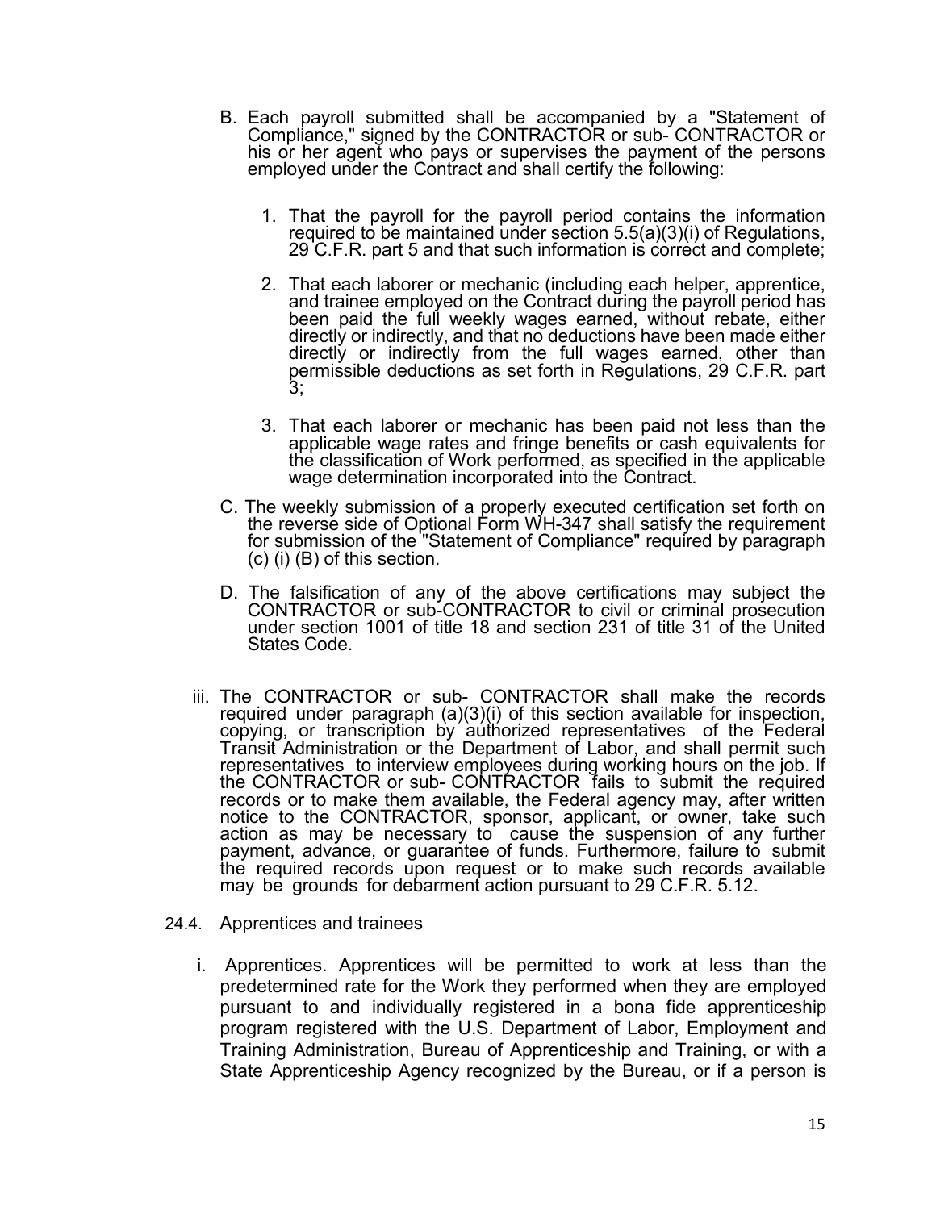B. Each payroll submitted shall be accompanied by a "Statement of Compliance," signed by the CONTRACTOR or sub- CONTRACTOR or his or her agent who pays or supervises the payment of the persons employed under the Contract and shall certify the following:

   1. That the payroll for the payroll period contains the information required to be maintained under section 5.5(a)(3)(i) of Regulations, 29 C.F.R. part 5 and that such information is correct and complete;

   2. That each laborer or mechanic (including each helper, apprentice, and trainee employed on the Contract during the payroll period has been paid the full weekly wages earned, without rebate, either directly or indirectly, and that no deductions have been made either directly or indirectly from the full wages earned, other than permissible deductions as set forth in Regulations, 29 C.F.R. part 3;

   3. That each laborer or mechanic has been paid not less than the applicable wage rates and fringe benefits or cash equivalents for the classification of Work performed, as specified in the applicable wage determination incorporated into the Contract.

C. The weekly submission of a properly executed certification set forth on the reverse side of Optional Form WH-347 shall satisfy the requirement for submission of the "Statement of Compliance" required by paragraph (c) (i) (B) of this section.

D. The falsification of any of the above certifications may subject the CONTRACTOR or sub-CONTRACTOR to civil or criminal prosecution under section 1001 of title 18 and section 231 of title 31 of the United States Code.

iii. The CONTRACTOR or sub- CONTRACTOR shall make the records required under paragraph (a)(3)(i) of this section available for inspection, copying, or transcription by authorized representatives of the Federal Transit Administration or the Department of Labor, and shall permit such representatives to interview employees during working hours on the job. If the CONTRACTOR or sub- CONTRACTOR fails to submit the required records or to make them available, the Federal agency may, after written notice to the CONTRACTOR, sponsor, applicant, or owner, take such action as may be necessary to cause the suspension of any further payment, advance, or guarantee of funds. Furthermore, failure to submit the required records upon request or to make such records available may be grounds for debarment action pursuant to 29 C.F.R. 5.12.

24.4. Apprentices and trainees

i. Apprentices. Apprentices will be permitted to work at less than the predetermined rate for the Work they performed when they are employed pursuant to and individually registered in a bona fide apprenticeship program registered with the U.S. Department of Labor, Employment and Training Administration, Bureau of Apprenticeship and Training, or with a State Apprenticeship Agency recognized by the Bureau, or if a person is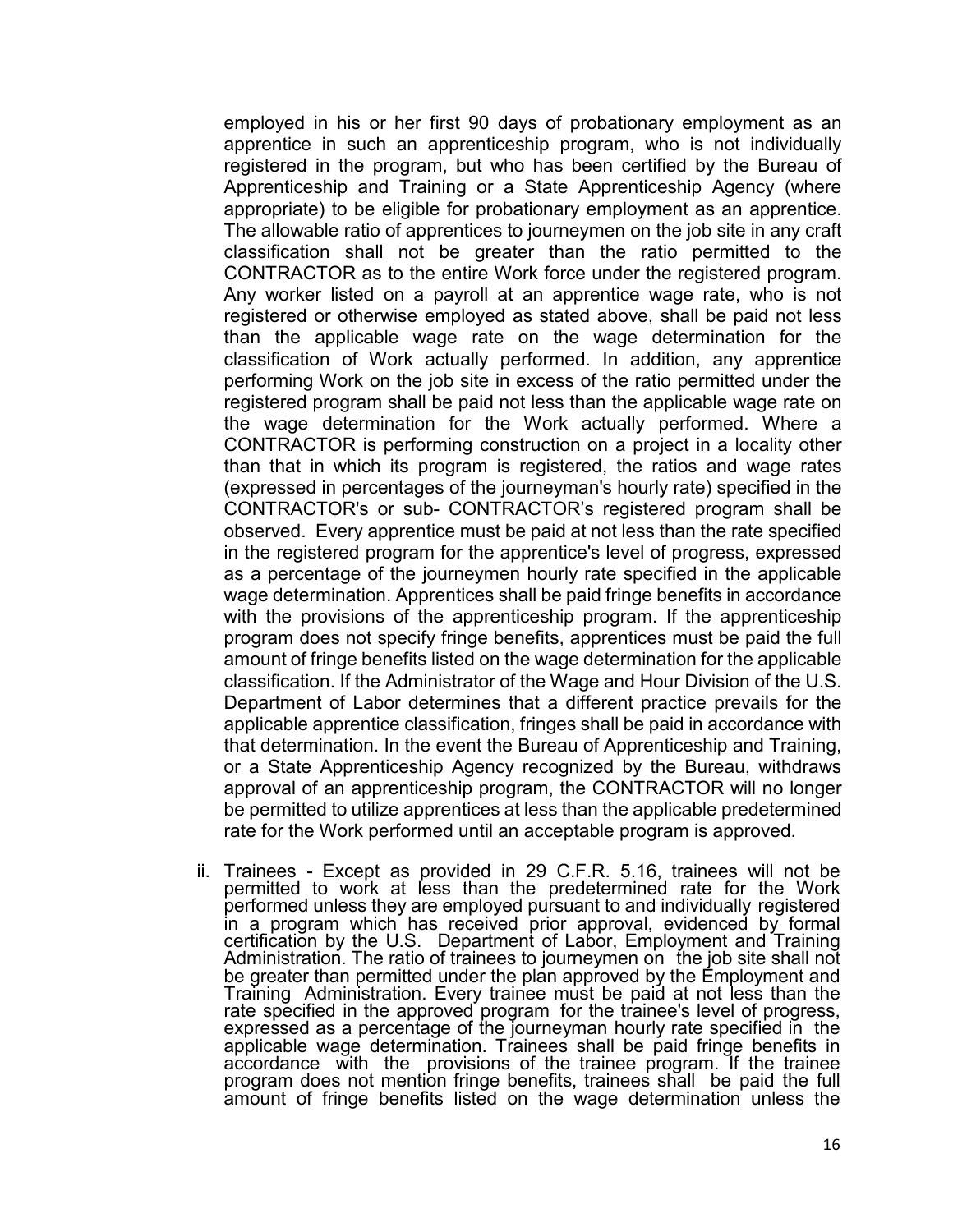employed in his or her first 90 days of probationary employment as an apprentice in such an apprenticeship program, who is not individually registered in the program, but who has been certified by the Bureau of Apprenticeship and Training or a State Apprenticeship Agency (where appropriate) to be eligible for probationary employment as an apprentice. The allowable ratio of apprentices to journeymen on the job site in any craft classification shall not be greater than the ratio permitted to the CONTRACTOR as to the entire Work force under the registered program. Any worker listed on a payroll at an apprentice wage rate, who is not registered or otherwise employed as stated above, shall be paid not less than the applicable wage rate on the wage determination for the classification of Work actually performed. In addition, any apprentice performing Work on the job site in excess of the ratio permitted under the registered program shall be paid not less than the applicable wage rate on the wage determination for the Work actually performed. Where a CONTRACTOR is performing construction on a project in a locality other than that in which its program is registered, the ratios and wage rates (expressed in percentages of the journeyman's hourly rate) specified in the CONTRACTOR's or sub- CONTRACTOR's registered program shall be observed. Every apprentice must be paid at not less than the rate specified in the registered program for the apprentice's level of progress, expressed as a percentage of the journeymen hourly rate specified in the applicable wage determination. Apprentices shall be paid fringe benefits in accordance with the provisions of the apprenticeship program. If the apprenticeship program does not specify fringe benefits, apprentices must be paid the full amount of fringe benefits listed on the wage determination for the applicable classification. If the Administrator of the Wage and Hour Division of the U.S. Department of Labor determines that a different practice prevails for the applicable apprentice classification, fringes shall be paid in accordance with that determination. In the event the Bureau of Apprenticeship and Training, or a State Apprenticeship Agency recognized by the Bureau, withdraws approval of an apprenticeship program, the CONTRACTOR will no longer be permitted to utilize apprentices at less than the applicable predetermined rate for the Work performed until an acceptable program is approved.

ii. Trainees - Except as provided in 29 C.F.R. 5.16, trainees will not be permitted to work at less than the predetermined rate for the Work performed unless they are employed pursuant to and individually registered in a program which has received prior approval, evidenced by formal certification by the U.S. Department of Labor, Employment and Training Administration. The ratio of trainees to journeymen on the job site shall not be greater than permitted under the plan approved by the Employment and Training Administration. Every trainee must be paid at not less than the rate specified in the approved program for the trainee's level of progress, expressed as a percentage of the journeyman hourly rate specified in the applicable wage determination. Trainees shall be paid fringe benefits in accordance with the provisions of the trainee program. If the trainee program does not mention fringe benefits, trainees shall be paid the full amount of fringe benefits listed on the wage determination unless the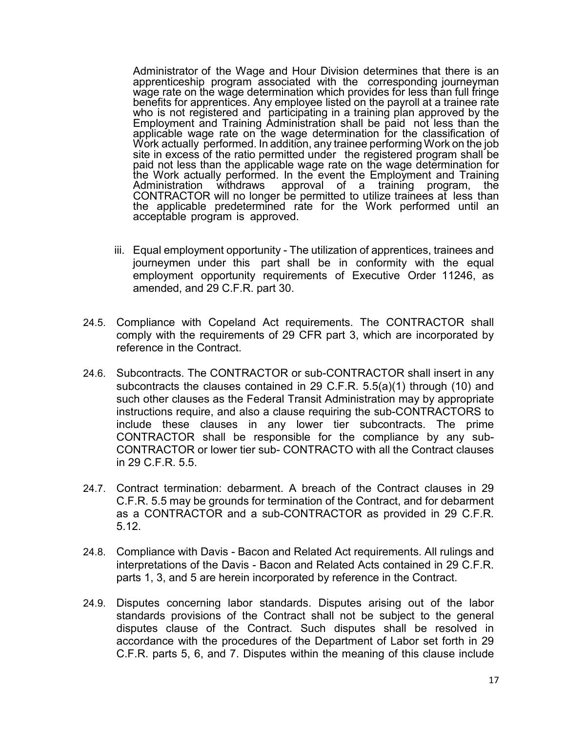Administrator of the Wage and Hour Division determines that there is an apprenticeship program associated with the corresponding journeyman wage rate on the wage determination which provides for less than full fringe benefits for apprentices. Any employee listed on the payroll at a trainee rate who is not registered and participating in a training plan approved by the Employment and Training Administration shall be paid not less than the applicable wage rate on the wage determination for the classification of Work actually performed. In addition, any trainee performing Work on the job site in excess of the ratio permitted under the registered program shall be paid not less than the applicable wage rate on the wage determination for the Work actually performed. In the event the Employment and Training Administration withdraws approval of a training program, the CONTRACTOR will no longer be permitted to utilize trainees at less than the applicable predetermined rate for the Work performed until an acceptable program is approved.

iii. Equal employment opportunity - The utilization of apprentices, trainees and journeymen under this part shall be in conformity with the equal employment opportunity requirements of Executive Order 11246, as amended, and 29 C.F.R. part 30.

24.5. Compliance with Copeland Act requirements. The CONTRACTOR shall comply with the requirements of 29 CFR part 3, which are incorporated by reference in the Contract.

24.6. Subcontracts. The CONTRACTOR or sub-CONTRACTOR shall insert in any subcontracts the clauses contained in 29 C.F.R. 5.5(a)(1) through (10) and such other clauses as the Federal Transit Administration may by appropriate instructions require, and also a clause requiring the sub-CONTRACTORS to include these clauses in any lower tier subcontracts. The prime CONTRACTOR shall be responsible for the compliance by any sub-CONTRACTOR or lower tier sub- CONTRACTO with all the Contract clauses in 29 C.F.R. 5.5.

24.7. Contract termination: debarment. A breach of the Contract clauses in 29 C.F.R. 5.5 may be grounds for termination of the Contract, and for debarment as a CONTRACTOR and a sub-CONTRACTOR as provided in 29 C.F.R. 5.12.

24.8. Compliance with Davis - Bacon and Related Act requirements. All rulings and interpretations of the Davis - Bacon and Related Acts contained in 29 C.F.R. parts 1, 3, and 5 are herein incorporated by reference in the Contract.

24.9. Disputes concerning labor standards. Disputes arising out of the labor standards provisions of the Contract shall not be subject to the general disputes clause of the Contract. Such disputes shall be resolved in accordance with the procedures of the Department of Labor set forth in 29 C.F.R. parts 5, 6, and 7. Disputes within the meaning of this clause include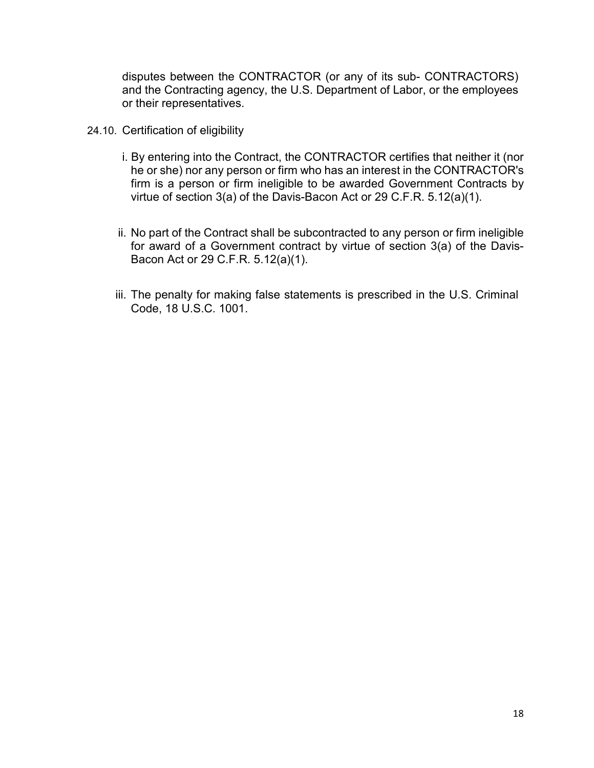disputes between the CONTRACTOR (or any of its sub- CONTRACTORS) and the Contracting agency, the U.S. Department of Labor, or the employees or their representatives.

24.10. Certification of eligibility

i. By entering into the Contract, the CONTRACTOR certifies that neither it (nor he or she) nor any person or firm who has an interest in the CONTRACTOR's firm is a person or firm ineligible to be awarded Government Contracts by virtue of section 3(a) of the Davis-Bacon Act or 29 C.F.R. 5.12(a)(1).

ii. No part of the Contract shall be subcontracted to any person or firm ineligible for award of a Government contract by virtue of section 3(a) of the Davis-Bacon Act or 29 C.F.R. 5.12(a)(1).

iii. The penalty for making false statements is prescribed in the U.S. Criminal Code, 18 U.S.C. 1001.